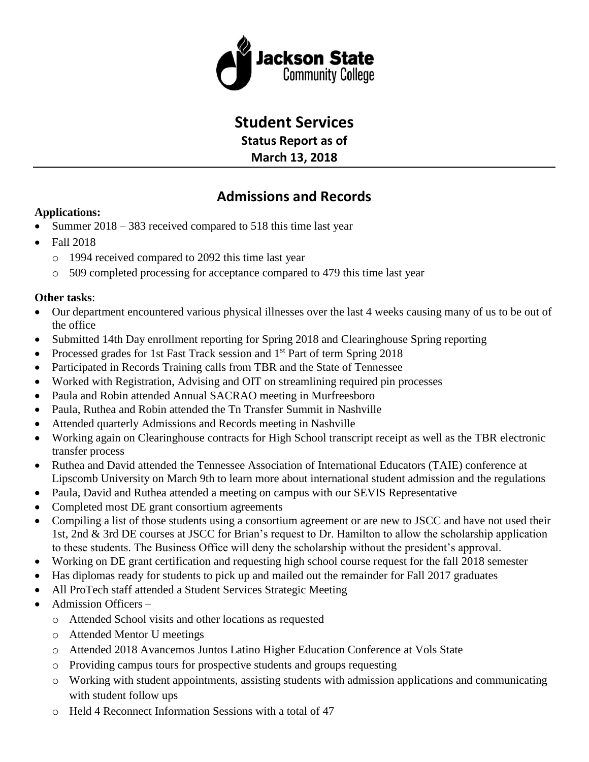Jackson State Community College

# Student Services

### Status Report as of
### March 13, 2018

## Admissions and Records

**Applications:**

- Summer 2018 – 383 received compared to 518 this time last year
- Fall 2018
  - 1994 received compared to 2092 this time last year
  - 509 completed processing for acceptance compared to 479 this time last year

**Other tasks**:

- Our department encountered various physical illnesses over the last 4 weeks causing many of us to be out of the office
- Submitted 14th Day enrollment reporting for Spring 2018 and Clearinghouse Spring reporting
- Processed grades for 1st Fast Track session and 1st Part of term Spring 2018
- Participated in Records Training calls from TBR and the State of Tennessee
- Worked with Registration, Advising and OIT on streamlining required pin processes
- Paula and Robin attended Annual SACRAO meeting in Murfreesboro
- Paula, Ruthea and Robin attended the Tn Transfer Summit in Nashville
- Attended quarterly Admissions and Records meeting in Nashville
- Working again on Clearinghouse contracts for High School transcript receipt as well as the TBR electronic transfer process
- Ruthea and David attended the Tennessee Association of International Educators (TAIE) conference at Lipscomb University on March 9th to learn more about international student admission and the regulations
- Paula, David and Ruthea attended a meeting on campus with our SEVIS Representative
- Completed most DE grant consortium agreements
- Compiling a list of those students using a consortium agreement or are new to JSCC and have not used their 1st, 2nd & 3rd DE courses at JSCC for Brian's request to Dr. Hamilton to allow the scholarship application to these students. The Business Office will deny the scholarship without the president's approval.
- Working on DE grant certification and requesting high school course request for the fall 2018 semester
- Has diplomas ready for students to pick up and mailed out the remainder for Fall 2017 graduates
- All ProTech staff attended a Student Services Strategic Meeting
- Admission Officers –
  - Attended School visits and other locations as requested
  - Attended Mentor U meetings
  - Attended 2018 Avancemos Juntos Latino Higher Education Conference at Vols State
  - Providing campus tours for prospective students and groups requesting
  - Working with student appointments, assisting students with admission applications and communicating with student follow ups
  - Held 4 Reconnect Information Sessions with a total of 47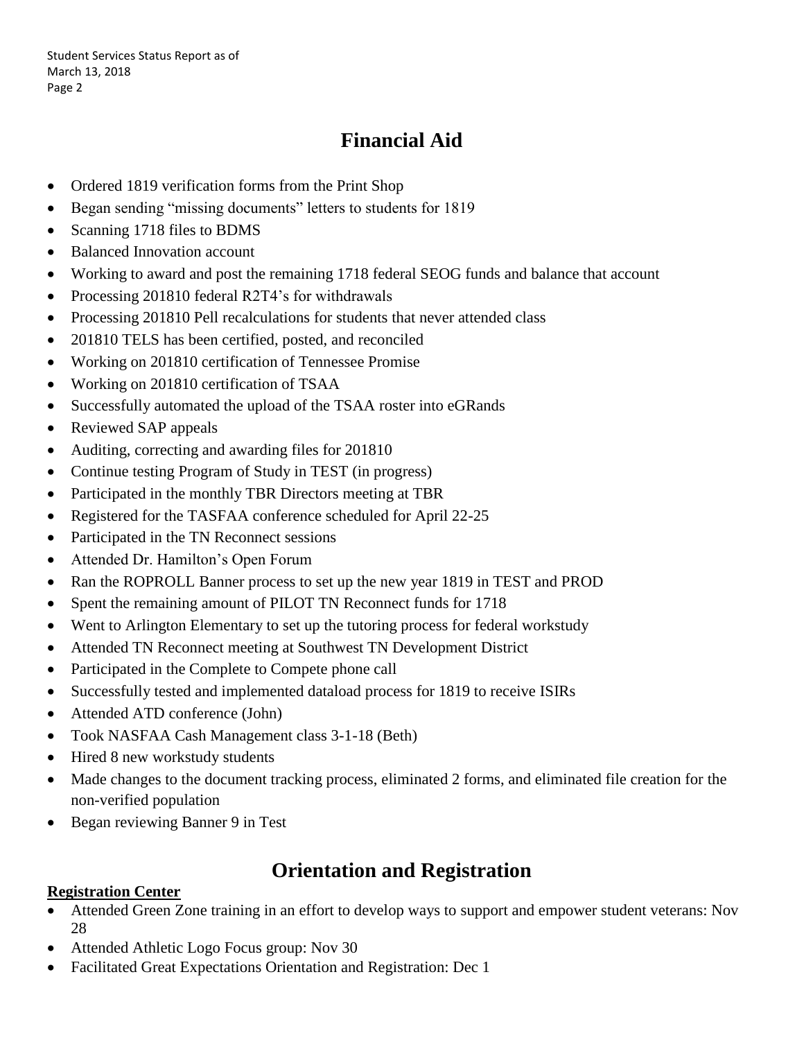# Financial Aid

- Ordered 1819 verification forms from the Print Shop
- Began sending "missing documents" letters to students for 1819
- Scanning 1718 files to BDMS
- Balanced Innovation account
- Working to award and post the remaining 1718 federal SEOG funds and balance that account
- Processing 201810 federal R2T4's for withdrawals
- Processing 201810 Pell recalculations for students that never attended class
- 201810 TELS has been certified, posted, and reconciled
- Working on 201810 certification of Tennessee Promise
- Working on 201810 certification of TSAA
- Successfully automated the upload of the TSAA roster into eGRands
- Reviewed SAP appeals
- Auditing, correcting and awarding files for 201810
- Continue testing Program of Study in TEST (in progress)
- Participated in the monthly TBR Directors meeting at TBR
- Registered for the TASFAA conference scheduled for April 22-25
- Participated in the TN Reconnect sessions
- Attended Dr. Hamilton's Open Forum
- Ran the ROPROLL Banner process to set up the new year 1819 in TEST and PROD
- Spent the remaining amount of PILOT TN Reconnect funds for 1718
- Went to Arlington Elementary to set up the tutoring process for federal workstudy
- Attended TN Reconnect meeting at Southwest TN Development District
- Participated in the Complete to Compete phone call
- Successfully tested and implemented dataload process for 1819 to receive ISIRs
- Attended ATD conference (John)
- Took NASFAA Cash Management class 3-1-18 (Beth)
- Hired 8 new workstudy students
- Made changes to the document tracking process, eliminated 2 forms, and eliminated file creation for the non-verified population
- Began reviewing Banner 9 in Test

# Orientation and Registration

**Registration Center**

- Attended Green Zone training in an effort to develop ways to support and empower student veterans: Nov 28
- Attended Athletic Logo Focus group: Nov 30
- Facilitated Great Expectations Orientation and Registration: Dec 1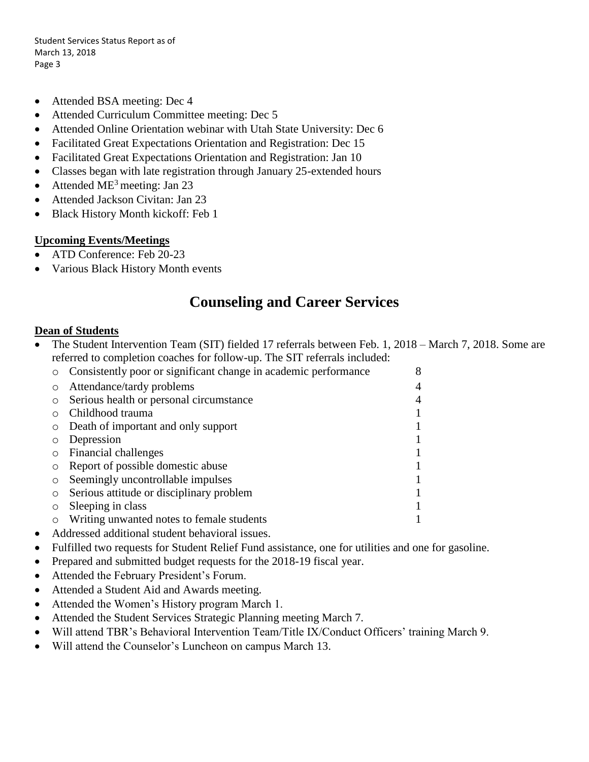- Attended BSA meeting: Dec 4
- Attended Curriculum Committee meeting: Dec 5
- Attended Online Orientation webinar with Utah State University: Dec 6
- Facilitated Great Expectations Orientation and Registration: Dec 15
- Facilitated Great Expectations Orientation and Registration: Jan 10
- Classes began with late registration through January 25-extended hours
- Attended $ME^3$ meeting: Jan 23
- Attended Jackson Civitan: Jan 23
- Black History Month kickoff: Feb 1

**Upcoming Events/Meetings**

- ATD Conference: Feb 20-23
- Various Black History Month events

# Counseling and Career Services

**Dean of Students**

- The Student Intervention Team (SIT) fielded 17 referrals between Feb. 1, 2018 – March 7, 2018. Some are referred to completion coaches for follow-up. The SIT referrals included:
  - Consistently poor or significant change in academic performance 8
  - Attendance/tardy problems 4
  - Serious health or personal circumstance 4
  - Childhood trauma 1
  - Death of important and only support 1
  - Depression 1
  - Financial challenges 1
  - Report of possible domestic abuse 1
  - Seemingly uncontrollable impulses 1
  - Serious attitude or disciplinary problem 1
  - Sleeping in class 1
  - Writing unwanted notes to female students 1
- Addressed additional student behavioral issues.
- Fulfilled two requests for Student Relief Fund assistance, one for utilities and one for gasoline.
- Prepared and submitted budget requests for the 2018-19 fiscal year.
- Attended the February President's Forum.
- Attended a Student Aid and Awards meeting.
- Attended the Women's History program March 1.
- Attended the Student Services Strategic Planning meeting March 7.
- Will attend TBR's Behavioral Intervention Team/Title IX/Conduct Officers' training March 9.
- Will attend the Counselor's Luncheon on campus March 13.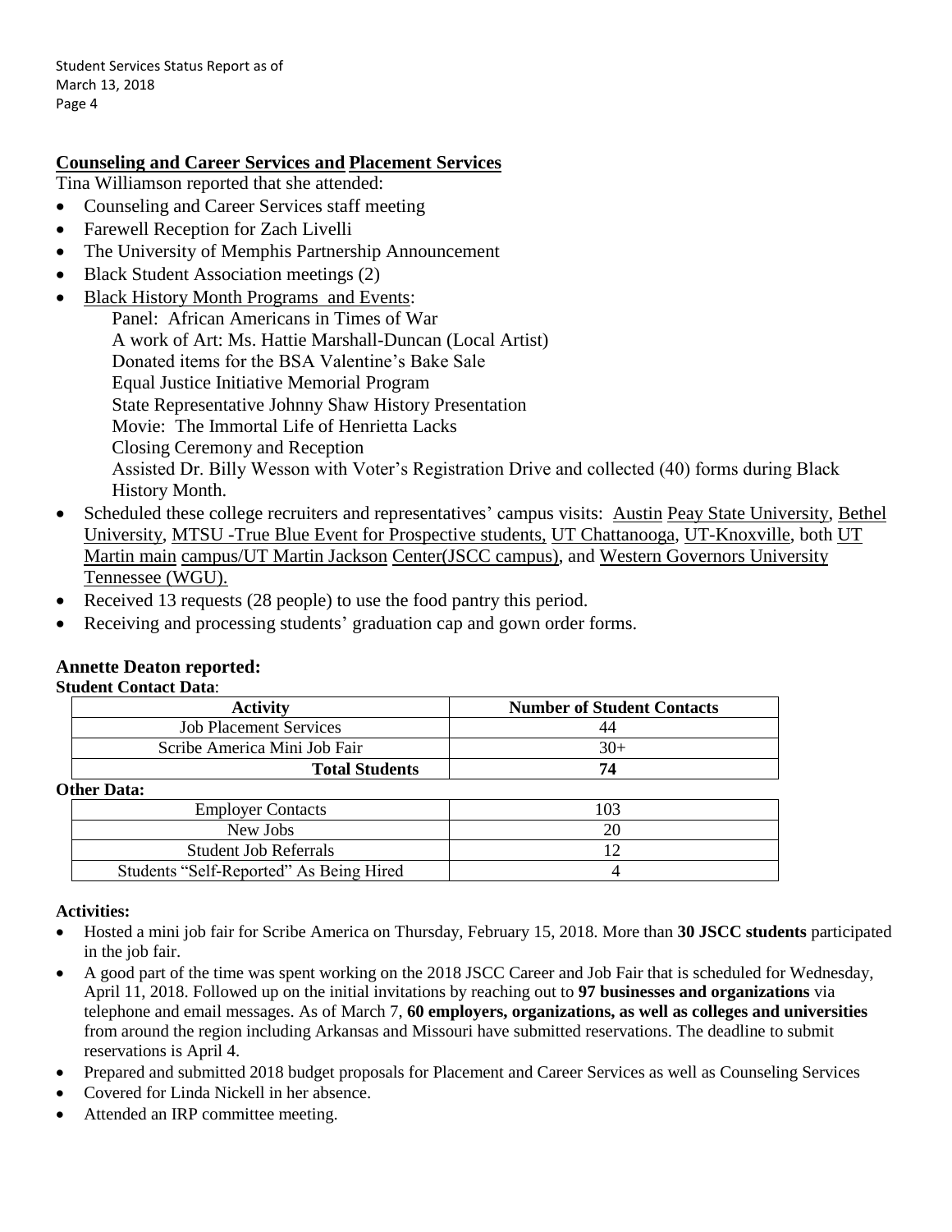## Counseling and Career Services and Placement Services

Tina Williamson reported that she attended:

- Counseling and Career Services staff meeting
- Farewell Reception for Zach Livelli
- The University of Memphis Partnership Announcement
- Black Student Association meetings (2)
- Black History Month Programs and Events:
  - Panel: African Americans in Times of War
  - A work of Art: Ms. Hattie Marshall-Duncan (Local Artist)
  - Donated items for the BSA Valentine's Bake Sale
  - Equal Justice Initiative Memorial Program
  - State Representative Johnny Shaw History Presentation
  - Movie: The Immortal Life of Henrietta Lacks
  - Closing Ceremony and Reception
  - Assisted Dr. Billy Wesson with Voter's Registration Drive and collected (40) forms during Black History Month.
- Scheduled these college recruiters and representatives' campus visits: Austin Peay State University, Bethel University, MTSU -True Blue Event for Prospective students, UT Chattanooga, UT-Knoxville, both UT Martin main campus/UT Martin Jackson Center(JSCC campus), and Western Governors University Tennessee (WGU).
- Received 13 requests (28 people) to use the food pantry this period.
- Receiving and processing students' graduation cap and gown order forms.

### Annette Deaton reported:

**Student Contact Data**:

| Activity | Number of Student Contacts |
|---|---|
| Job Placement Services | 44 |
| Scribe America Mini Job Fair | 30+ |
| **Total Students** | **74** |

**Other Data:**

| | |
|---|---|
| Employer Contacts | 103 |
| New Jobs | 20 |
| Student Job Referrals | 12 |
| Students "Self-Reported" As Being Hired | 4 |

**Activities:**

- Hosted a mini job fair for Scribe America on Thursday, February 15, 2018. More than **30 JSCC students** participated in the job fair.
- A good part of the time was spent working on the 2018 JSCC Career and Job Fair that is scheduled for Wednesday, April 11, 2018. Followed up on the initial invitations by reaching out to **97 businesses and organizations** via telephone and email messages. As of March 7, **60 employers, organizations, as well as colleges and universities** from around the region including Arkansas and Missouri have submitted reservations. The deadline to submit reservations is April 4.
- Prepared and submitted 2018 budget proposals for Placement and Career Services as well as Counseling Services
- Covered for Linda Nickell in her absence.
- Attended an IRP committee meeting.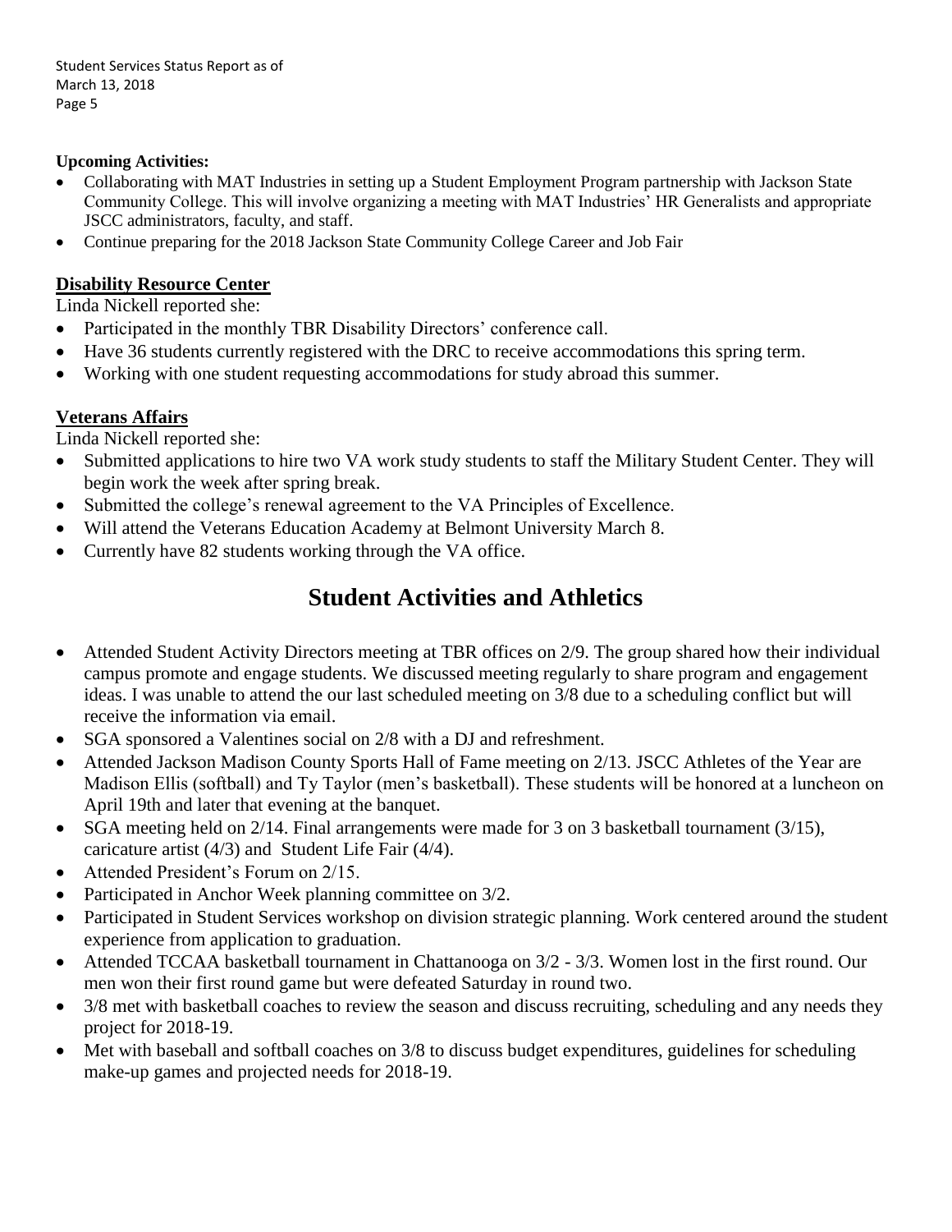**Upcoming Activities:**

- Collaborating with MAT Industries in setting up a Student Employment Program partnership with Jackson State Community College. This will involve organizing a meeting with MAT Industries' HR Generalists and appropriate JSCC administrators, faculty, and staff.
- Continue preparing for the 2018 Jackson State Community College Career and Job Fair

**Disability Resource Center**

Linda Nickell reported she:

- Participated in the monthly TBR Disability Directors' conference call.
- Have 36 students currently registered with the DRC to receive accommodations this spring term.
- Working with one student requesting accommodations for study abroad this summer.

**Veterans Affairs**

Linda Nickell reported she:

- Submitted applications to hire two VA work study students to staff the Military Student Center. They will begin work the week after spring break.
- Submitted the college's renewal agreement to the VA Principles of Excellence.
- Will attend the Veterans Education Academy at Belmont University March 8.
- Currently have 82 students working through the VA office.

# Student Activities and Athletics

- Attended Student Activity Directors meeting at TBR offices on 2/9. The group shared how their individual campus promote and engage students. We discussed meeting regularly to share program and engagement ideas. I was unable to attend the our last scheduled meeting on 3/8 due to a scheduling conflict but will receive the information via email.
- SGA sponsored a Valentines social on 2/8 with a DJ and refreshment.
- Attended Jackson Madison County Sports Hall of Fame meeting on 2/13. JSCC Athletes of the Year are Madison Ellis (softball) and Ty Taylor (men's basketball). These students will be honored at a luncheon on April 19th and later that evening at the banquet.
- SGA meeting held on 2/14. Final arrangements were made for 3 on 3 basketball tournament (3/15), caricature artist (4/3) and Student Life Fair (4/4).
- Attended President's Forum on 2/15.
- Participated in Anchor Week planning committee on 3/2.
- Participated in Student Services workshop on division strategic planning. Work centered around the student experience from application to graduation.
- Attended TCCAA basketball tournament in Chattanooga on 3/2 - 3/3. Women lost in the first round. Our men won their first round game but were defeated Saturday in round two.
- 3/8 met with basketball coaches to review the season and discuss recruiting, scheduling and any needs they project for 2018-19.
- Met with baseball and softball coaches on 3/8 to discuss budget expenditures, guidelines for scheduling make-up games and projected needs for 2018-19.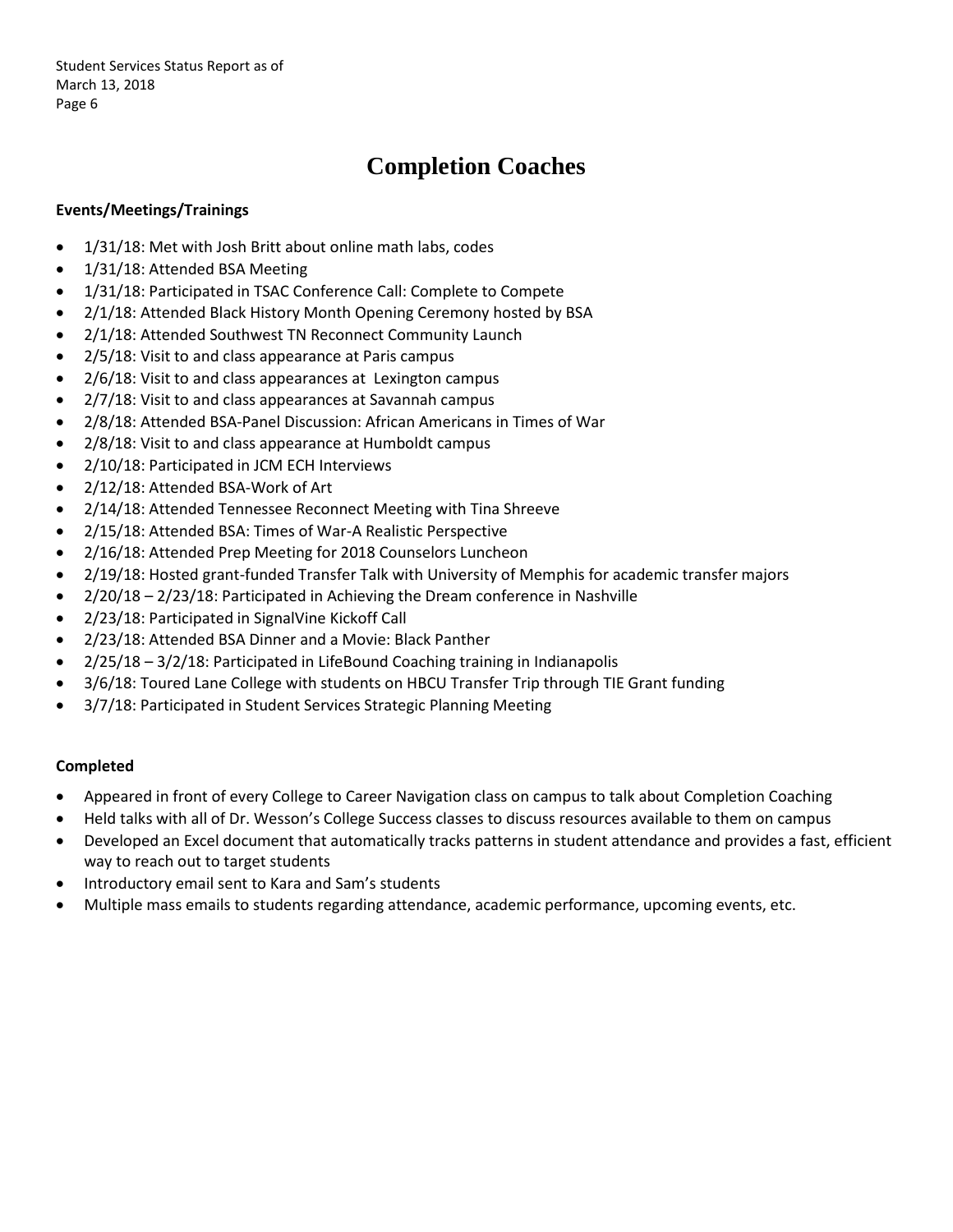# Completion Coaches

**Events/Meetings/Trainings**

- 1/31/18: Met with Josh Britt about online math labs, codes
- 1/31/18: Attended BSA Meeting
- 1/31/18: Participated in TSAC Conference Call: Complete to Compete
- 2/1/18: Attended Black History Month Opening Ceremony hosted by BSA
- 2/1/18: Attended Southwest TN Reconnect Community Launch
- 2/5/18: Visit to and class appearance at Paris campus
- 2/6/18: Visit to and class appearances at Lexington campus
- 2/7/18: Visit to and class appearances at Savannah campus
- 2/8/18: Attended BSA-Panel Discussion: African Americans in Times of War
- 2/8/18: Visit to and class appearance at Humboldt campus
- 2/10/18: Participated in JCM ECH Interviews
- 2/12/18: Attended BSA-Work of Art
- 2/14/18: Attended Tennessee Reconnect Meeting with Tina Shreeve
- 2/15/18: Attended BSA: Times of War-A Realistic Perspective
- 2/16/18: Attended Prep Meeting for 2018 Counselors Luncheon
- 2/19/18: Hosted grant-funded Transfer Talk with University of Memphis for academic transfer majors
- 2/20/18 – 2/23/18: Participated in Achieving the Dream conference in Nashville
- 2/23/18: Participated in SignalVine Kickoff Call
- 2/23/18: Attended BSA Dinner and a Movie: Black Panther
- 2/25/18 – 3/2/18: Participated in LifeBound Coaching training in Indianapolis
- 3/6/18: Toured Lane College with students on HBCU Transfer Trip through TIE Grant funding
- 3/7/18: Participated in Student Services Strategic Planning Meeting

**Completed**

- Appeared in front of every College to Career Navigation class on campus to talk about Completion Coaching
- Held talks with all of Dr. Wesson's College Success classes to discuss resources available to them on campus
- Developed an Excel document that automatically tracks patterns in student attendance and provides a fast, efficient way to reach out to target students
- Introductory email sent to Kara and Sam's students
- Multiple mass emails to students regarding attendance, academic performance, upcoming events, etc.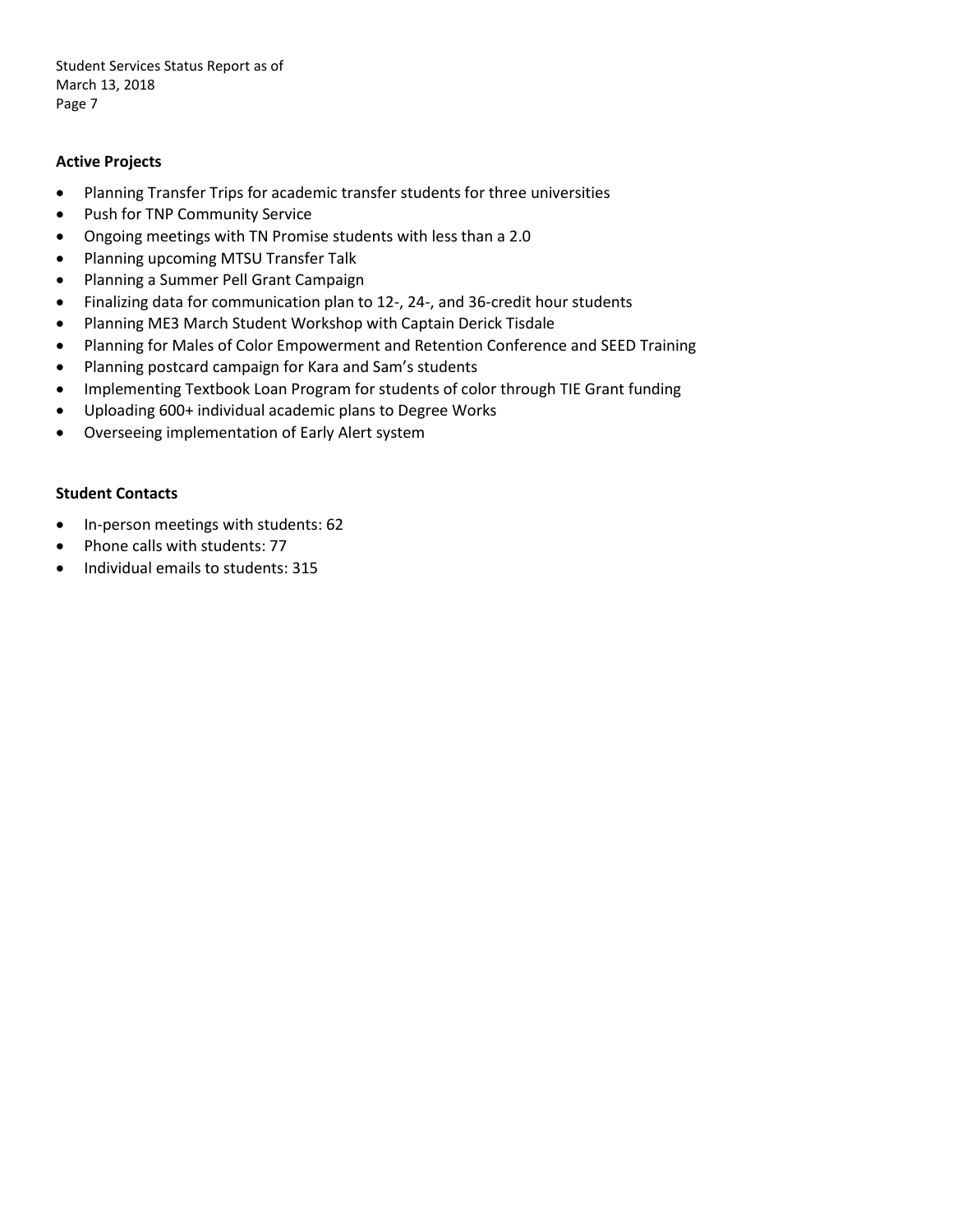**Active Projects**

- Planning Transfer Trips for academic transfer students for three universities
- Push for TNP Community Service
- Ongoing meetings with TN Promise students with less than a 2.0
- Planning upcoming MTSU Transfer Talk
- Planning a Summer Pell Grant Campaign
- Finalizing data for communication plan to 12-, 24-, and 36-credit hour students
- Planning ME3 March Student Workshop with Captain Derick Tisdale
- Planning for Males of Color Empowerment and Retention Conference and SEED Training
- Planning postcard campaign for Kara and Sam's students
- Implementing Textbook Loan Program for students of color through TIE Grant funding
- Uploading 600+ individual academic plans to Degree Works
- Overseeing implementation of Early Alert system

**Student Contacts**

- In-person meetings with students: 62
- Phone calls with students: 77
- Individual emails to students: 315